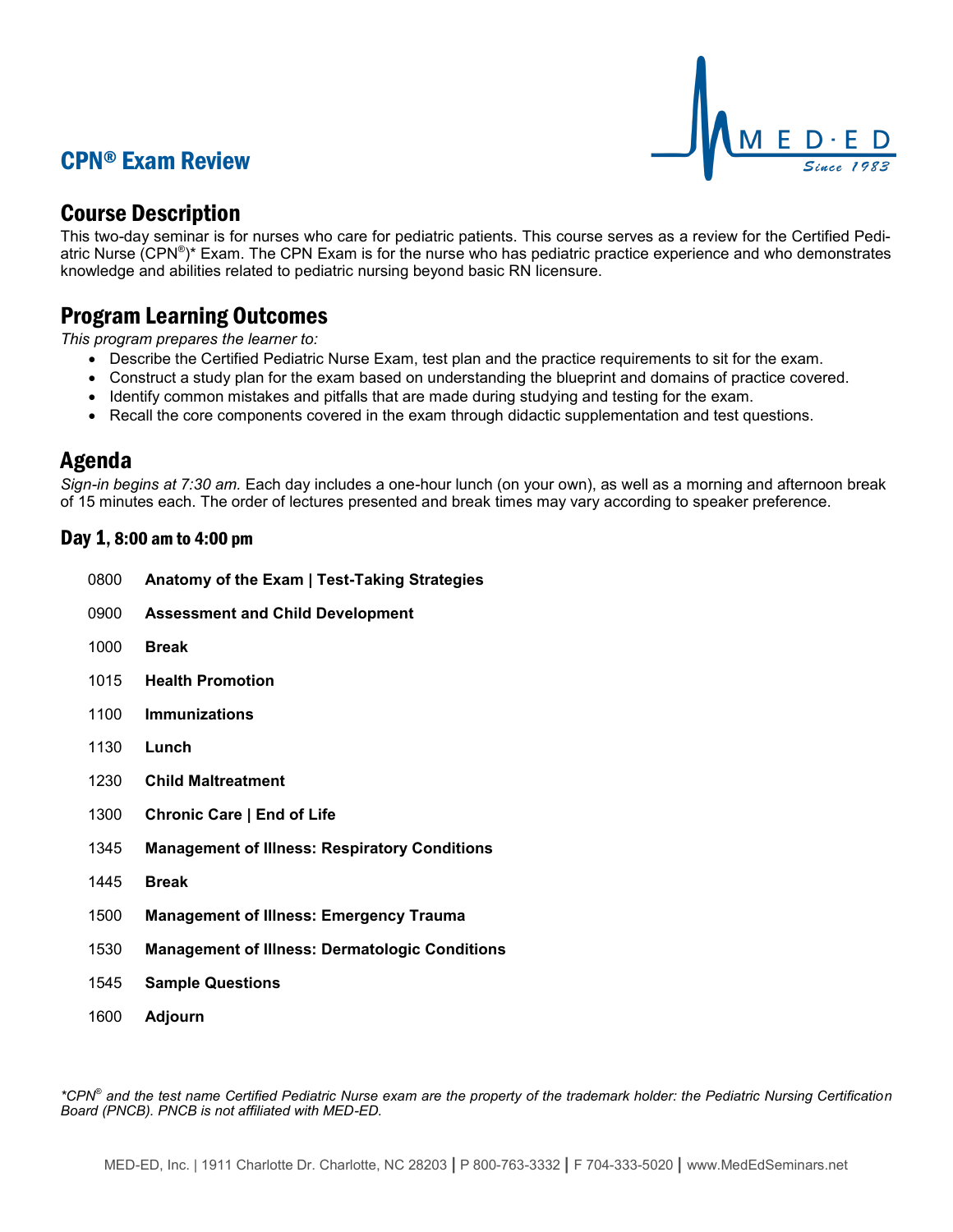# CPN® Exam Review

## Course Description

This two-day seminar is for nurses who care for pediatric patients. This course serves as a review for the Certified Pediatric Nurse (CPN®)* Exam. The CPN Exam is for the nurse who has pediatric practice experience and who demonstrates knowledge and abilities related to pediatric nursing beyond basic RN licensure.

## Program Learning Outcomes

*This program prepares the learner to:*

- Describe the Certified Pediatric Nurse Exam, test plan and the practice requirements to sit for the exam.
- Construct a study plan for the exam based on understanding the blueprint and domains of practice covered.
- Identify common mistakes and pitfalls that are made during studying and testing for the exam.
- Recall the core components covered in the exam through didactic supplementation and test questions.

## Agenda

*Sign-in begins at 7:30 am.* Each day includes a one-hour lunch (on your own), as well as a morning and afternoon break of 15 minutes each. The order of lectures presented and break times may vary according to speaker preference.

### Day 1, 8:00 am to 4:00 pm

| | |
|---|---|
| 0800 | **Anatomy of the Exam \| Test-Taking Strategies** |
| 0900 | **Assessment and Child Development** |
| 1000 | **Break** |
| 1015 | **Health Promotion** |
| 1100 | **Immunizations** |
| 1130 | **Lunch** |
| 1230 | **Child Maltreatment** |
| 1300 | **Chronic Care \| End of Life** |
| 1345 | **Management of Illness: Respiratory Conditions** |
| 1445 | **Break** |
| 1500 | **Management of Illness: Emergency Trauma** |
| 1530 | **Management of Illness: Dermatologic Conditions** |
| 1545 | **Sample Questions** |
| 1600 | **Adjourn** |

*\*CPN® and the test name Certified Pediatric Nurse exam are the property of the trademark holder: the Pediatric Nursing Certification Board (PNCB). PNCB is not affiliated with MED-ED.*

MED-ED, Inc. | 1911 Charlotte Dr. Charlotte, NC 28203 | P 800-763-3332 | F 704-333-5020 | www.MedEdSeminars.net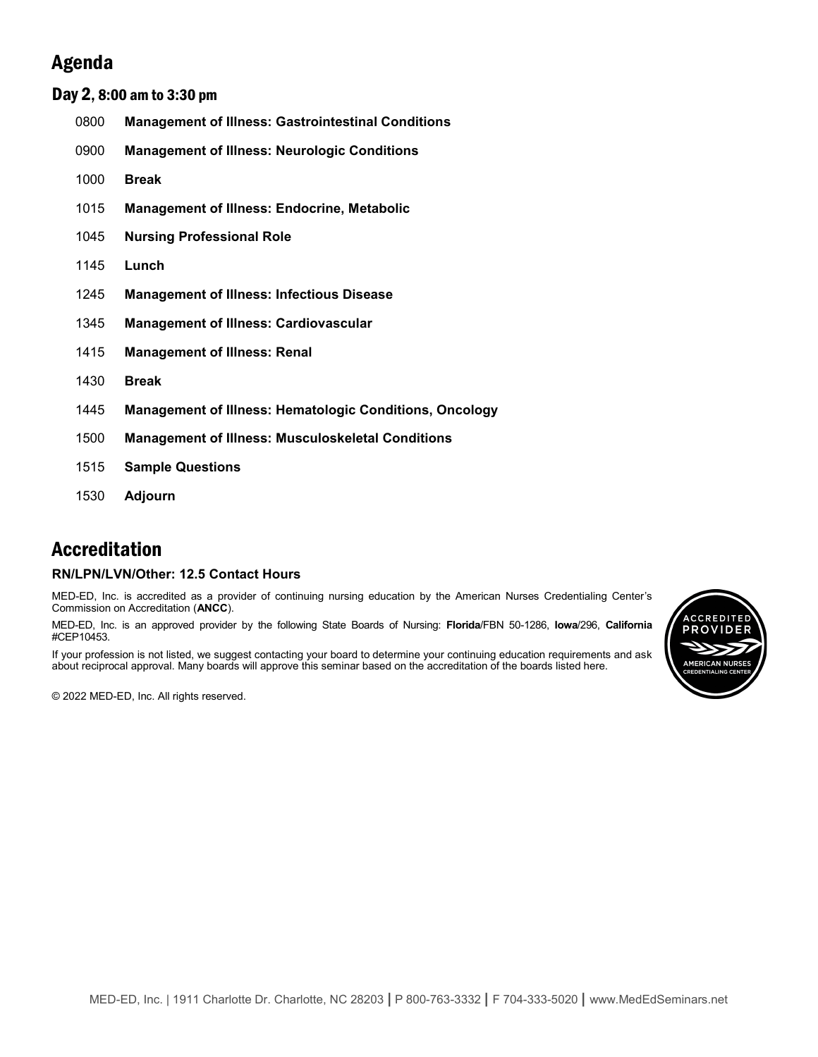# Agenda

## Day 2, 8:00 am to 3:30 pm

| | |
|---|---|
| 0800 | **Management of Illness: Gastrointestinal Conditions** |
| 0900 | **Management of Illness: Neurologic Conditions** |
| 1000 | **Break** |
| 1015 | **Management of Illness: Endocrine, Metabolic** |
| 1045 | **Nursing Professional Role** |
| 1145 | **Lunch** |
| 1245 | **Management of Illness: Infectious Disease** |
| 1345 | **Management of Illness: Cardiovascular** |
| 1415 | **Management of Illness: Renal** |
| 1430 | **Break** |
| 1445 | **Management of Illness: Hematologic Conditions, Oncology** |
| 1500 | **Management of Illness: Musculoskeletal Conditions** |
| 1515 | **Sample Questions** |
| 1530 | **Adjourn** |

# Accreditation

**RN/LPN/LVN/Other: 12.5 Contact Hours**

MED-ED, Inc. is accredited as a provider of continuing nursing education by the American Nurses Credentialing Center's Commission on Accreditation (**ANCC**).

MED-ED, Inc. is an approved provider by the following State Boards of Nursing: **Florida**/FBN 50-1286, **Iowa**/296, **California** #CEP10453.

If your profession is not listed, we suggest contacting your board to determine your continuing education requirements and ask about reciprocal approval. Many boards will approve this seminar based on the accreditation of the boards listed here.

ACCREDITED PROVIDER
AMERICAN NURSES CREDENTIALING CENTER

© 2022 MED-ED, Inc. All rights reserved.

MED-ED, Inc. | 1911 Charlotte Dr. Charlotte, NC 28203 | P 800-763-3332 | F 704-333-5020 | www.MedEdSeminars.net